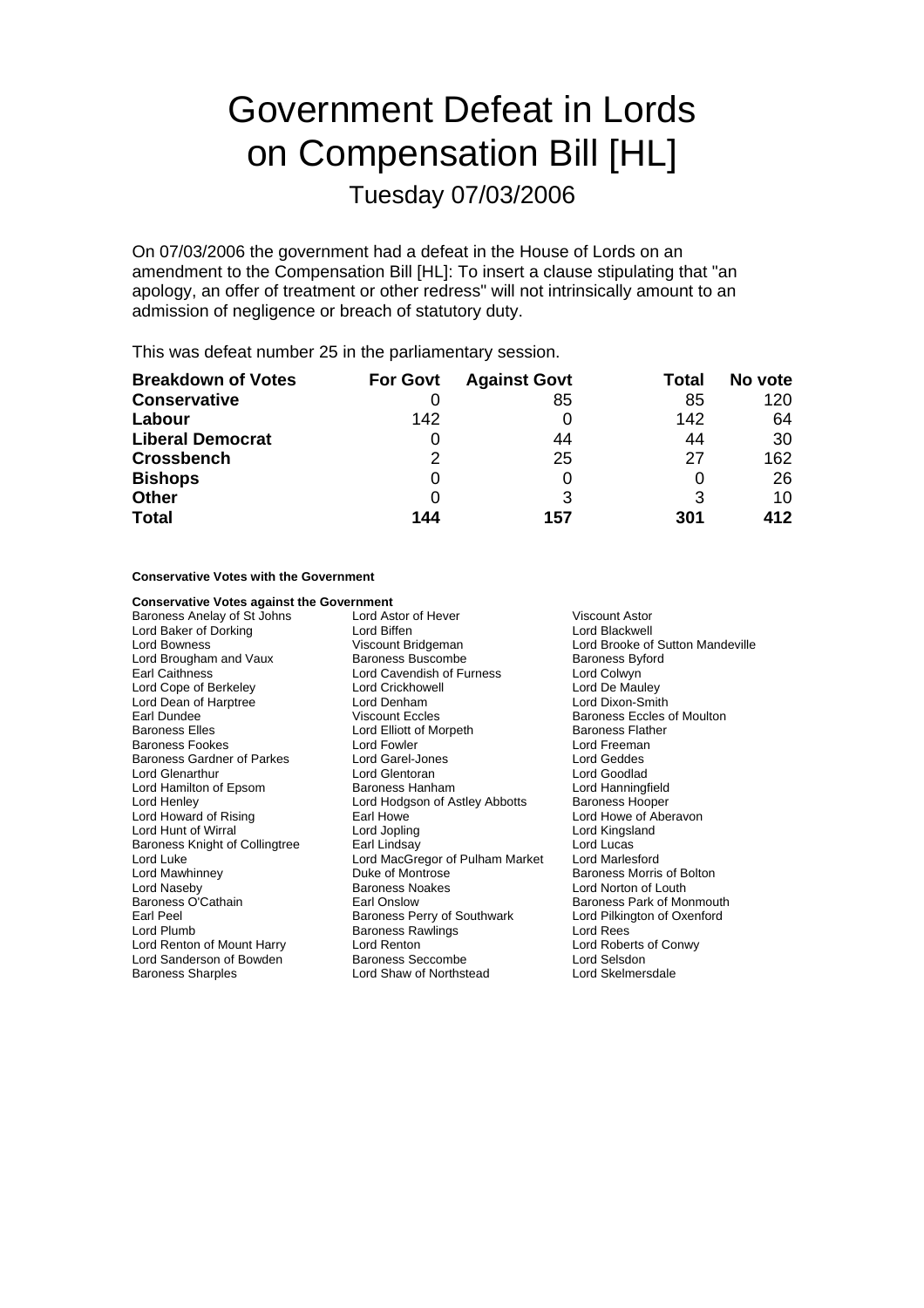# Government Defeat in Lords on Compensation Bill [HL]

## Tuesday 07/03/2006

On 07/03/2006 the government had a defeat in the House of Lords on an amendment to the Compensation Bill [HL]: To insert a clause stipulating that "an apology, an offer of treatment or other redress" will not intrinsically amount to an admission of negligence or breach of statutory duty.

This was defeat number 25 in the parliamentary session.

| Breakdown of Votes | For Govt | Against Govt | Total | No vote |
|---|---|---|---|---|
| **Conservative** | 0 | 85 | 85 | 120 |
| **Labour** | 142 | 0 | 142 | 64 |
| **Liberal Democrat** | 0 | 44 | 44 | 30 |
| **Crossbench** | 2 | 25 | 27 | 162 |
| **Bishops** | 0 | 0 | 0 | 26 |
| **Other** | 0 | 3 | 3 | 10 |
| **Total** | **144** | **157** | **301** | **412** |

**Conservative Votes with the Government**

**Conservative Votes against the Government**

Baroness Anelay of St Johns
Lord Astor of Hever
Viscount Astor
Lord Baker of Dorking
Lord Biffen
Lord Blackwell
Lord Bowness
Viscount Bridgeman
Lord Brooke of Sutton Mandeville
Lord Brougham and Vaux
Baroness Buscombe
Baroness Byford
Earl Caithness
Lord Cavendish of Furness
Lord Colwyn
Lord Cope of Berkeley
Lord Crickhowell
Lord De Mauley
Lord Dean of Harptree
Lord Denham
Lord Dixon-Smith
Earl Dundee
Viscount Eccles
Baroness Eccles of Moulton
Baroness Elles
Lord Elliott of Morpeth
Baroness Flather
Baroness Fookes
Lord Fowler
Lord Freeman
Baroness Gardner of Parkes
Lord Garel-Jones
Lord Geddes
Lord Glenarthur
Lord Glentoran
Lord Goodlad
Lord Hamilton of Epsom
Baroness Hanham
Lord Hanningfield
Lord Henley
Lord Hodgson of Astley Abbotts
Baroness Hooper
Lord Howard of Rising
Earl Howe
Lord Howe of Aberavon
Lord Hunt of Wirral
Lord Jopling
Lord Kingsland
Baroness Knight of Collingtree
Earl Lindsay
Lord Lucas
Lord Luke
Lord MacGregor of Pulham Market
Lord Marlesford
Lord Mawhinney
Duke of Montrose
Baroness Morris of Bolton
Lord Naseby
Baroness Noakes
Lord Norton of Louth
Baroness O'Cathain
Earl Onslow
Baroness Park of Monmouth
Earl Peel
Baroness Perry of Southwark
Lord Pilkington of Oxenford
Lord Plumb
Baroness Rawlings
Lord Rees
Lord Renton of Mount Harry
Lord Renton
Lord Roberts of Conwy
Lord Sanderson of Bowden
Baroness Seccombe
Lord Selsdon
Baroness Sharples
Lord Shaw of Northstead
Lord Skelmersdale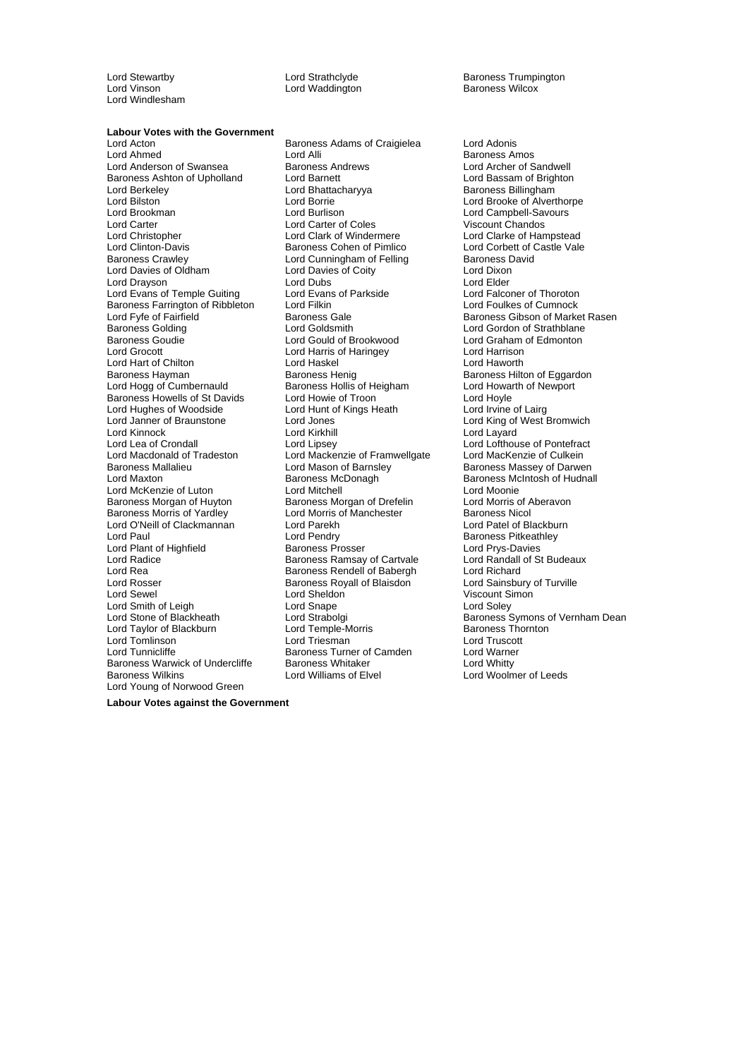Lord Stewartby
Lord Strathclyde
Baroness Trumpington
Lord Vinson
Lord Waddington
Baroness Wilcox
Lord Windlesham

**Labour Votes with the Government**

Lord Acton
Baroness Adams of Craigielea
Lord Adonis
Lord Ahmed
Lord Alli
Baroness Amos
Lord Anderson of Swansea
Baroness Andrews
Lord Archer of Sandwell
Baroness Ashton of Upholland
Lord Barnett
Lord Bassam of Brighton
Lord Berkeley
Lord Bhattacharyya
Baroness Billingham
Lord Bilston
Lord Borrie
Lord Brooke of Alverthorpe
Lord Brookman
Lord Burlison
Lord Campbell-Savours
Lord Carter
Lord Carter of Coles
Viscount Chandos
Lord Christopher
Lord Clark of Windermere
Lord Clarke of Hampstead
Lord Clinton-Davis
Baroness Cohen of Pimlico
Lord Corbett of Castle Vale
Baroness Crawley
Lord Cunningham of Felling
Baroness David
Lord Davies of Oldham
Lord Davies of Coity
Lord Dixon
Lord Drayson
Lord Dubs
Lord Elder
Lord Evans of Temple Guiting
Lord Evans of Parkside
Lord Falconer of Thoroton
Baroness Farrington of Ribbleton
Lord Filkin
Lord Foulkes of Cumnock
Lord Fyfe of Fairfield
Baroness Gale
Baroness Gibson of Market Rasen
Baroness Golding
Lord Goldsmith
Lord Gordon of Strathblane
Baroness Goudie
Lord Gould of Brookwood
Lord Graham of Edmonton
Lord Grocott
Lord Harris of Haringey
Lord Harrison
Lord Hart of Chilton
Lord Haskel
Lord Haworth
Baroness Hayman
Baroness Henig
Baroness Hilton of Eggardon
Lord Hogg of Cumbernauld
Baroness Hollis of Heigham
Lord Howarth of Newport
Baroness Howells of St Davids
Lord Howie of Troon
Lord Hoyle
Lord Hughes of Woodside
Lord Hunt of Kings Heath
Lord Irvine of Lairg
Lord Janner of Braunstone
Lord Jones
Lord King of West Bromwich
Lord Kinnock
Lord Kirkhill
Lord Layard
Lord Lea of Crondall
Lord Lipsey
Lord Lofthouse of Pontefract
Lord Macdonald of Tradeston
Lord Mackenzie of Framwellgate
Lord MacKenzie of Culkein
Baroness Mallalieu
Lord Mason of Barnsley
Baroness Massey of Darwen
Lord Maxton
Baroness McDonagh
Baroness McIntosh of Hudnall
Lord McKenzie of Luton
Lord Mitchell
Lord Moonie
Baroness Morgan of Huyton
Baroness Morgan of Drefelin
Lord Morris of Aberavon
Baroness Morris of Yardley
Lord Morris of Manchester
Baroness Nicol
Lord O'Neill of Clackmannan
Lord Parekh
Lord Patel of Blackburn
Lord Paul
Lord Pendry
Baroness Pitkeathley
Lord Plant of Highfield
Baroness Prosser
Lord Prys-Davies
Lord Radice
Baroness Ramsay of Cartvale
Lord Randall of St Budeaux
Lord Rea
Baroness Rendell of Babergh
Lord Richard
Lord Rosser
Baroness Royall of Blaisdon
Lord Sainsbury of Turville
Lord Sewel
Lord Sheldon
Viscount Simon
Lord Smith of Leigh
Lord Snape
Lord Soley
Lord Stone of Blackheath
Lord Strabolgi
Baroness Symons of Vernham Dean
Lord Taylor of Blackburn
Lord Temple-Morris
Baroness Thornton
Lord Tomlinson
Lord Triesman
Lord Truscott
Lord Tunnicliffe
Baroness Turner of Camden
Lord Warner
Baroness Warwick of Undercliffe
Baroness Whitaker
Lord Whitty
Baroness Wilkins
Lord Williams of Elvel
Lord Woolmer of Leeds
Lord Young of Norwood Green

**Labour Votes against the Government**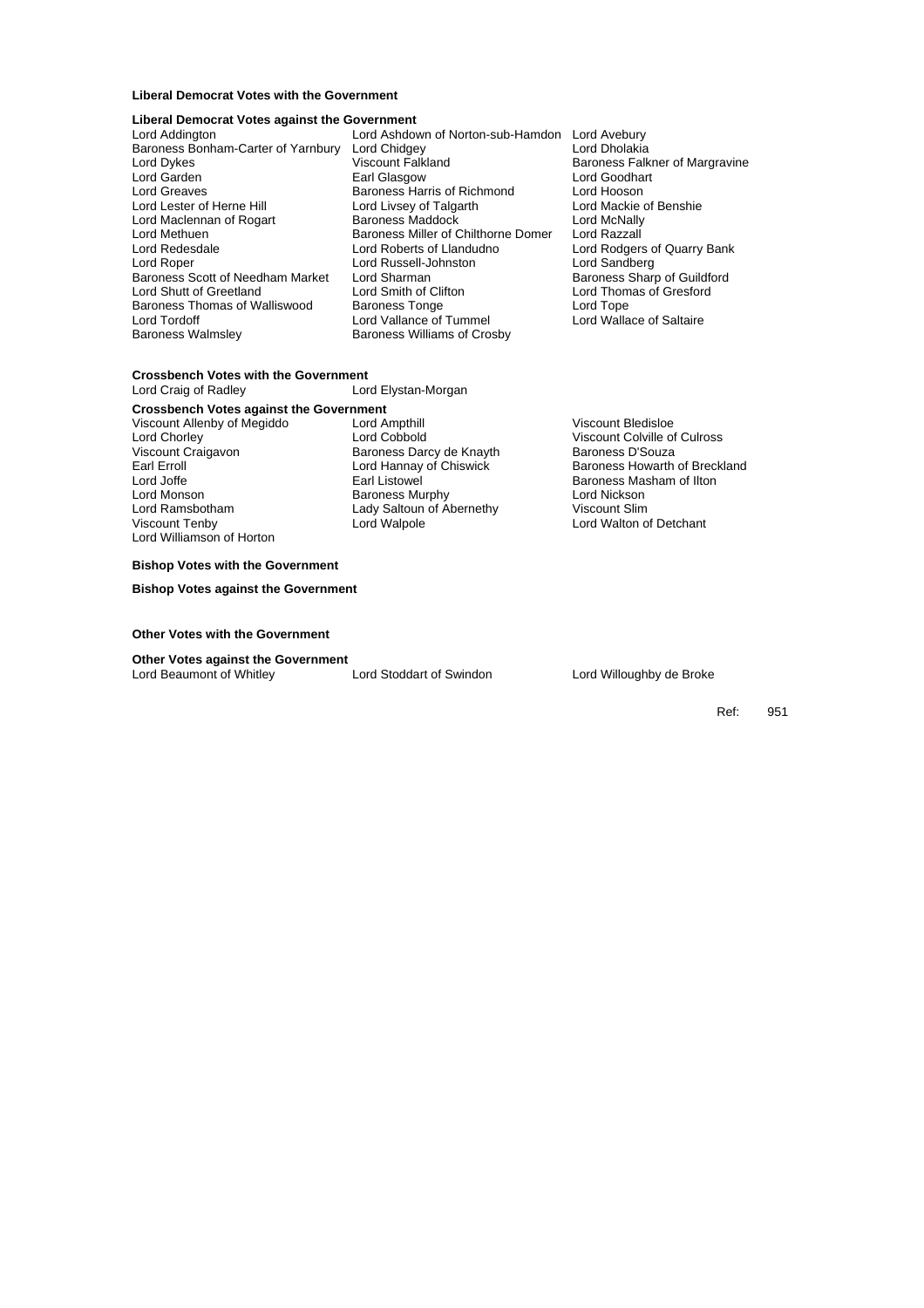**Liberal Democrat Votes with the Government**

**Liberal Democrat Votes against the Government**

Lord Addington, Lord Ashdown of Norton-sub-Hamdon, Lord Avebury, Baroness Bonham-Carter of Yarnbury, Lord Chidgey, Lord Dholakia, Lord Dykes, Viscount Falkland, Baroness Falkner of Margravine, Lord Garden, Earl Glasgow, Lord Goodhart, Lord Greaves, Baroness Harris of Richmond, Lord Hooson, Lord Lester of Herne Hill, Lord Livsey of Talgarth, Lord Mackie of Benshie, Lord Maclennan of Rogart, Baroness Maddock, Lord McNally, Lord Methuen, Baroness Miller of Chilthorne Domer, Lord Razzall, Lord Redesdale, Lord Roberts of Llandudno, Lord Rodgers of Quarry Bank, Lord Roper, Lord Russell-Johnston, Lord Sandberg, Baroness Scott of Needham Market, Lord Sharman, Baroness Sharp of Guildford, Lord Shutt of Greetland, Lord Smith of Clifton, Lord Thomas of Gresford, Baroness Thomas of Walliswood, Baroness Tonge, Lord Tope, Lord Tordoff, Lord Vallance of Tummel, Lord Wallace of Saltaire, Baroness Walmsley, Baroness Williams of Crosby

**Crossbench Votes with the Government**

Lord Craig of Radley, Lord Elystan-Morgan

**Crossbench Votes against the Government**

Viscount Allenby of Megiddo, Lord Ampthill, Viscount Bledisloe, Lord Chorley, Lord Cobbold, Viscount Colville of Culross, Viscount Craigavon, Baroness Darcy de Knayth, Baroness D'Souza, Earl Erroll, Lord Hannay of Chiswick, Baroness Howarth of Breckland, Lord Joffe, Earl Listowel, Baroness Masham of Ilton, Lord Monson, Baroness Murphy, Lord Nickson, Lord Ramsbotham, Lady Saltoun of Abernethy, Viscount Slim, Viscount Tenby, Lord Walpole, Lord Walton of Detchant, Lord Williamson of Horton

**Bishop Votes with the Government**

**Bishop Votes against the Government**

**Other Votes with the Government**

**Other Votes against the Government**

Lord Beaumont of Whitley, Lord Stoddart of Swindon, Lord Willoughby de Broke

Ref: 951